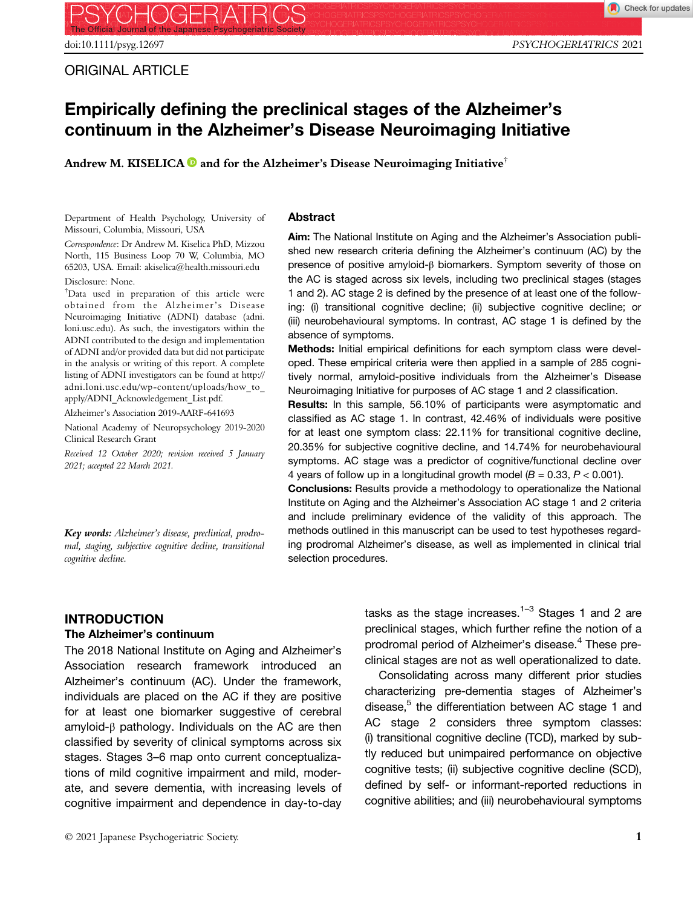ORIGINAL ARTICLE

# Empirically defining the preclinical stages of the Alzheimer's continuum in the Alzheimer's Disease Neuroimaging Initiative

**Andrew M. KISELICA and for the Alzheimer's Disease Neuroimaging Initiative**[†]

Department of Health Psychology, University of Missouri, Columbia, Missouri, USA

*Correspondence*: Dr Andrew M. Kiselica PhD, Mizzou North, 115 Business Loop 70 W, Columbia, MO 65203, USA. Email: akiselica@health.missouri.edu

Disclosure: None.

[†]Data used in preparation of this article were obtained from the Alzheimer's Disease Neuroimaging Initiative (ADNI) database (adni.loni.usc.edu). As such, the investigators within the ADNI contributed to the design and implementation of ADNI and/or provided data but did not participate in the analysis or writing of this report. A complete listing of ADNI investigators can be found at http://adni.loni.usc.edu/wp-content/uploads/how_to_apply/ADNI_Acknowledgement_List.pdf.

Alzheimer's Association 2019-AARF-641693

National Academy of Neuropsychology 2019-2020 Clinical Research Grant

*Received 12 October 2020; revision received 5 January 2021; accepted 22 March 2021.*

***Key words:*** *Alzheimer's disease, preclinical, prodromal, staging, subjective cognitive decline, transitional cognitive decline.*

## Abstract

**Aim:** The National Institute on Aging and the Alzheimer's Association published new research criteria defining the Alzheimer's continuum (AC) by the presence of positive amyloid-β biomarkers. Symptom severity of those on the AC is staged across six levels, including two preclinical stages (stages 1 and 2). AC stage 2 is defined by the presence of at least one of the following: (i) transitional cognitive decline; (ii) subjective cognitive decline; or (iii) neurobehavioural symptoms. In contrast, AC stage 1 is defined by the absence of symptoms.

**Methods:** Initial empirical definitions for each symptom class were developed. These empirical criteria were then applied in a sample of 285 cognitively normal, amyloid-positive individuals from the Alzheimer's Disease Neuroimaging Initiative for purposes of AC stage 1 and 2 classification.

**Results:** In this sample, 56.10% of participants were asymptomatic and classified as AC stage 1. In contrast, 42.46% of individuals were positive for at least one symptom class: 22.11% for transitional cognitive decline, 20.35% for subjective cognitive decline, and 14.74% for neurobehavioural symptoms. AC stage was a predictor of cognitive/functional decline over 4 years of follow up in a longitudinal growth model ($B = 0.33$, $P < 0.001$).

**Conclusions:** Results provide a methodology to operationalize the National Institute on Aging and the Alzheimer's Association AC stage 1 and 2 criteria and include preliminary evidence of the validity of this approach. The methods outlined in this manuscript can be used to test hypotheses regarding prodromal Alzheimer's disease, as well as implemented in clinical trial selection procedures.

## INTRODUCTION

### The Alzheimer's continuum

The 2018 National Institute on Aging and Alzheimer's Association research framework introduced an Alzheimer's continuum (AC). Under the framework, individuals are placed on the AC if they are positive for at least one biomarker suggestive of cerebral amyloid-β pathology. Individuals on the AC are then classified by severity of clinical symptoms across six stages. Stages 3–6 map onto current conceptualizations of mild cognitive impairment and mild, moderate, and severe dementia, with increasing levels of cognitive impairment and dependence in day-to-day tasks as the stage increases.[1–3] Stages 1 and 2 are preclinical stages, which further refine the notion of a prodromal period of Alzheimer's disease.[4] These preclinical stages are not as well operationalized to date.

Consolidating across many different prior studies characterizing pre-dementia stages of Alzheimer's disease,[5] the differentiation between AC stage 1 and AC stage 2 considers three symptom classes: (i) transitional cognitive decline (TCD), marked by subtly reduced but unimpaired performance on objective cognitive tests; (ii) subjective cognitive decline (SCD), defined by self- or informant-reported reductions in cognitive abilities; and (iii) neurobehavioural symptoms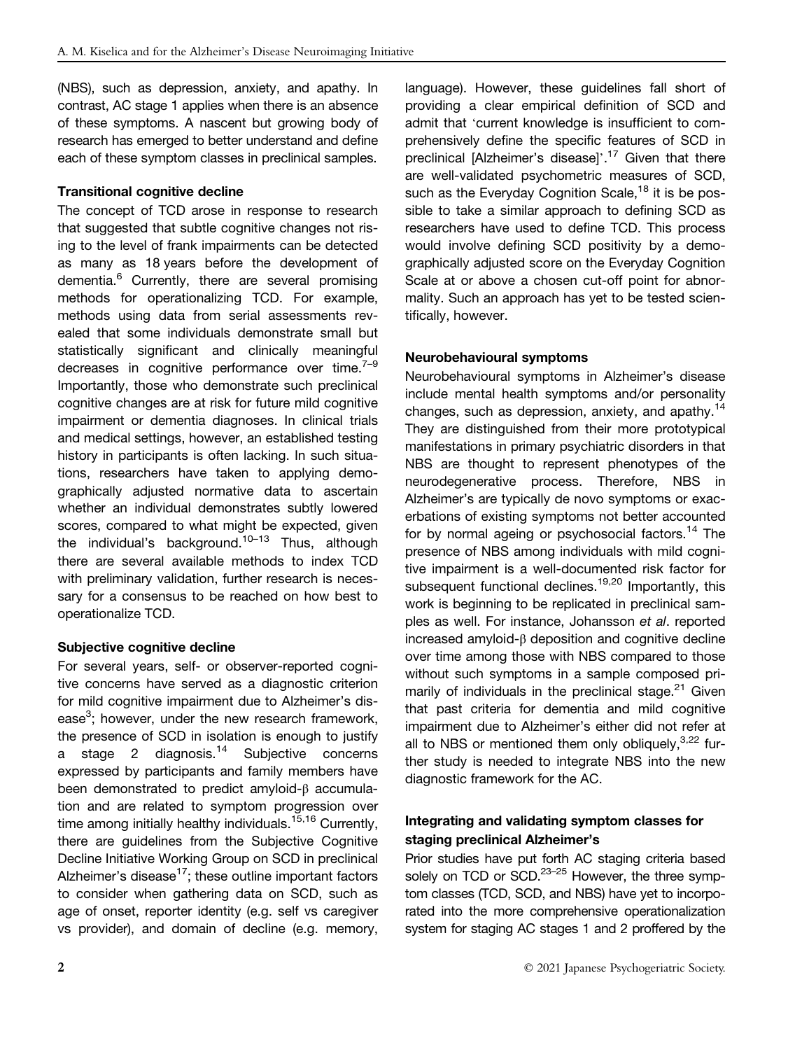(NBS), such as depression, anxiety, and apathy. In contrast, AC stage 1 applies when there is an absence of these symptoms. A nascent but growing body of research has emerged to better understand and define each of these symptom classes in preclinical samples.

### Transitional cognitive decline

The concept of TCD arose in response to research that suggested that subtle cognitive changes not rising to the level of frank impairments can be detected as many as 18 years before the development of dementia.[6] Currently, there are several promising methods for operationalizing TCD. For example, methods using data from serial assessments revealed that some individuals demonstrate small but statistically significant and clinically meaningful decreases in cognitive performance over time.[7–9] Importantly, those who demonstrate such preclinical cognitive changes are at risk for future mild cognitive impairment or dementia diagnoses. In clinical trials and medical settings, however, an established testing history in participants is often lacking. In such situations, researchers have taken to applying demographically adjusted normative data to ascertain whether an individual demonstrates subtly lowered scores, compared to what might be expected, given the individual's background.[10–13] Thus, although there are several available methods to index TCD with preliminary validation, further research is necessary for a consensus to be reached on how best to operationalize TCD.

### Subjective cognitive decline

For several years, self- or observer-reported cognitive concerns have served as a diagnostic criterion for mild cognitive impairment due to Alzheimer's disease[3]; however, under the new research framework, the presence of SCD in isolation is enough to justify a stage 2 diagnosis.[14] Subjective concerns expressed by participants and family members have been demonstrated to predict amyloid-β accumulation and are related to symptom progression over time among initially healthy individuals.[15,16] Currently, there are guidelines from the Subjective Cognitive Decline Initiative Working Group on SCD in preclinical Alzheimer's disease[17]; these outline important factors to consider when gathering data on SCD, such as age of onset, reporter identity (e.g. self vs caregiver vs provider), and domain of decline (e.g. memory, language). However, these guidelines fall short of providing a clear empirical definition of SCD and admit that 'current knowledge is insufficient to comprehensively define the specific features of SCD in preclinical [Alzheimer's disease]'.[17] Given that there are well-validated psychometric measures of SCD, such as the Everyday Cognition Scale,[18] it is be possible to take a similar approach to defining SCD as researchers have used to define TCD. This process would involve defining SCD positivity by a demographically adjusted score on the Everyday Cognition Scale at or above a chosen cut-off point for abnormality. Such an approach has yet to be tested scientifically, however.

### Neurobehavioural symptoms

Neurobehavioural symptoms in Alzheimer's disease include mental health symptoms and/or personality changes, such as depression, anxiety, and apathy.[14] They are distinguished from their more prototypical manifestations in primary psychiatric disorders in that NBS are thought to represent phenotypes of the neurodegenerative process. Therefore, NBS in Alzheimer's are typically de novo symptoms or exacerbations of existing symptoms not better accounted for by normal ageing or psychosocial factors.[14] The presence of NBS among individuals with mild cognitive impairment is a well-documented risk factor for subsequent functional declines.[19,20] Importantly, this work is beginning to be replicated in preclinical samples as well. For instance, Johansson *et al*. reported increased amyloid-β deposition and cognitive decline over time among those with NBS compared to those without such symptoms in a sample composed primarily of individuals in the preclinical stage.[21] Given that past criteria for dementia and mild cognitive impairment due to Alzheimer's either did not refer at all to NBS or mentioned them only obliquely,[3,22] further study is needed to integrate NBS into the new diagnostic framework for the AC.

### Integrating and validating symptom classes for staging preclinical Alzheimer's

Prior studies have put forth AC staging criteria based solely on TCD or SCD.[23–25] However, the three symptom classes (TCD, SCD, and NBS) have yet to incorporated into the more comprehensive operationalization system for staging AC stages 1 and 2 proffered by the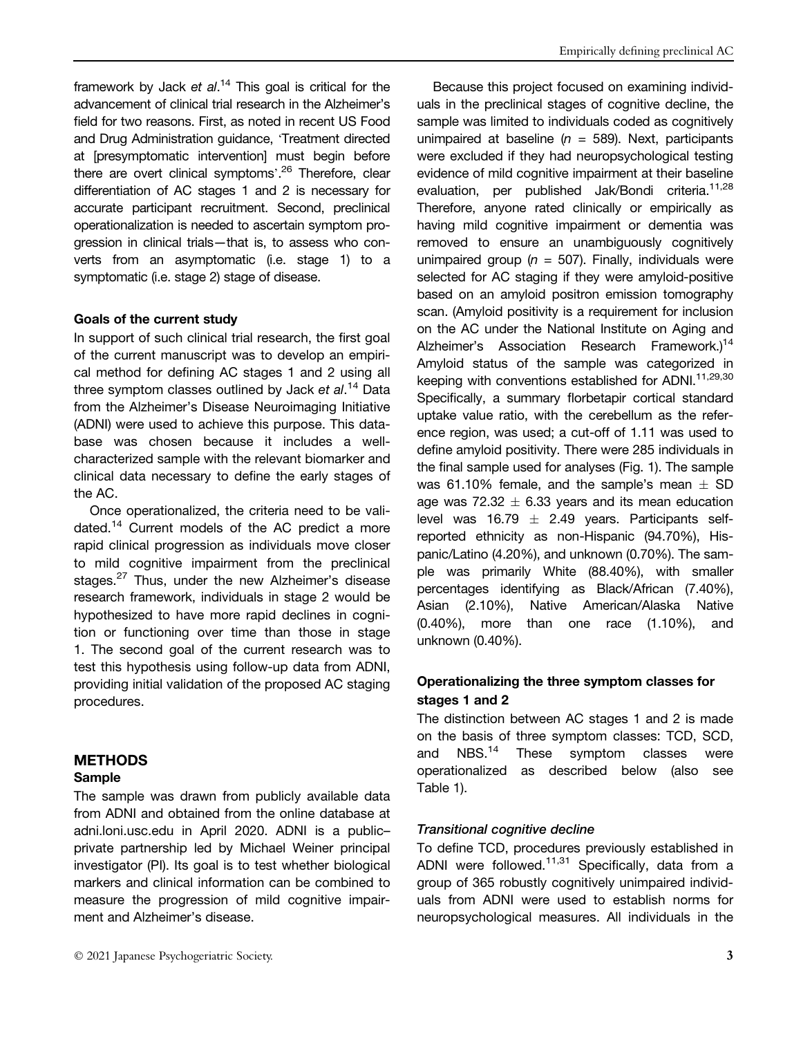framework by Jack *et al*.[14] This goal is critical for the advancement of clinical trial research in the Alzheimer's field for two reasons. First, as noted in recent US Food and Drug Administration guidance, 'Treatment directed at [presymptomatic intervention] must begin before there are overt clinical symptoms'.[26] Therefore, clear differentiation of AC stages 1 and 2 is necessary for accurate participant recruitment. Second, preclinical operationalization is needed to ascertain symptom progression in clinical trials—that is, to assess who converts from an asymptomatic (i.e. stage 1) to a symptomatic (i.e. stage 2) stage of disease.

### Goals of the current study

In support of such clinical trial research, the first goal of the current manuscript was to develop an empirical method for defining AC stages 1 and 2 using all three symptom classes outlined by Jack *et al*.[14] Data from the Alzheimer's Disease Neuroimaging Initiative (ADNI) were used to achieve this purpose. This database was chosen because it includes a well-characterized sample with the relevant biomarker and clinical data necessary to define the early stages of the AC.

Once operationalized, the criteria need to be validated.[14] Current models of the AC predict a more rapid clinical progression as individuals move closer to mild cognitive impairment from the preclinical stages.[27] Thus, under the new Alzheimer's disease research framework, individuals in stage 2 would be hypothesized to have more rapid declines in cognition or functioning over time than those in stage 1. The second goal of the current research was to test this hypothesis using follow-up data from ADNI, providing initial validation of the proposed AC staging procedures.

## METHODS

### Sample

The sample was drawn from publicly available data from ADNI and obtained from the online database at adni.loni.usc.edu in April 2020. ADNI is a public–private partnership led by Michael Weiner principal investigator (PI). Its goal is to test whether biological markers and clinical information can be combined to measure the progression of mild cognitive impairment and Alzheimer's disease.

Because this project focused on examining individuals in the preclinical stages of cognitive decline, the sample was limited to individuals coded as cognitively unimpaired at baseline ($n$ = 589). Next, participants were excluded if they had neuropsychological testing evidence of mild cognitive impairment at their baseline evaluation, per published Jak/Bondi criteria.[11,28] Therefore, anyone rated clinically or empirically as having mild cognitive impairment or dementia was removed to ensure an unambiguously cognitively unimpaired group ($n$ = 507). Finally, individuals were selected for AC staging if they were amyloid-positive based on an amyloid positron emission tomography scan. (Amyloid positivity is a requirement for inclusion on the AC under the National Institute on Aging and Alzheimer's Association Research Framework.)[14] Amyloid status of the sample was categorized in keeping with conventions established for ADNI.[11,29,30] Specifically, a summary florbetapir cortical standard uptake value ratio, with the cerebellum as the reference region, was used; a cut-off of 1.11 was used to define amyloid positivity. There were 285 individuals in the final sample used for analyses (Fig. 1). The sample was 61.10% female, and the sample's mean $\pm$ SD age was 72.32 $\pm$ 6.33 years and its mean education level was 16.79 $\pm$ 2.49 years. Participants self-reported ethnicity as non-Hispanic (94.70%), Hispanic/Latino (4.20%), and unknown (0.70%). The sample was primarily White (88.40%), with smaller percentages identifying as Black/African (7.40%), Asian (2.10%), Native American/Alaska Native (0.40%), more than one race (1.10%), and unknown (0.40%).

### Operationalizing the three symptom classes for stages 1 and 2

The distinction between AC stages 1 and 2 is made on the basis of three symptom classes: TCD, SCD, and NBS.[14] These symptom classes were operationalized as described below (also see Table 1).

#### *Transitional cognitive decline*

To define TCD, procedures previously established in ADNI were followed.[11,31] Specifically, data from a group of 365 robustly cognitively unimpaired individuals from ADNI were used to establish norms for neuropsychological measures. All individuals in the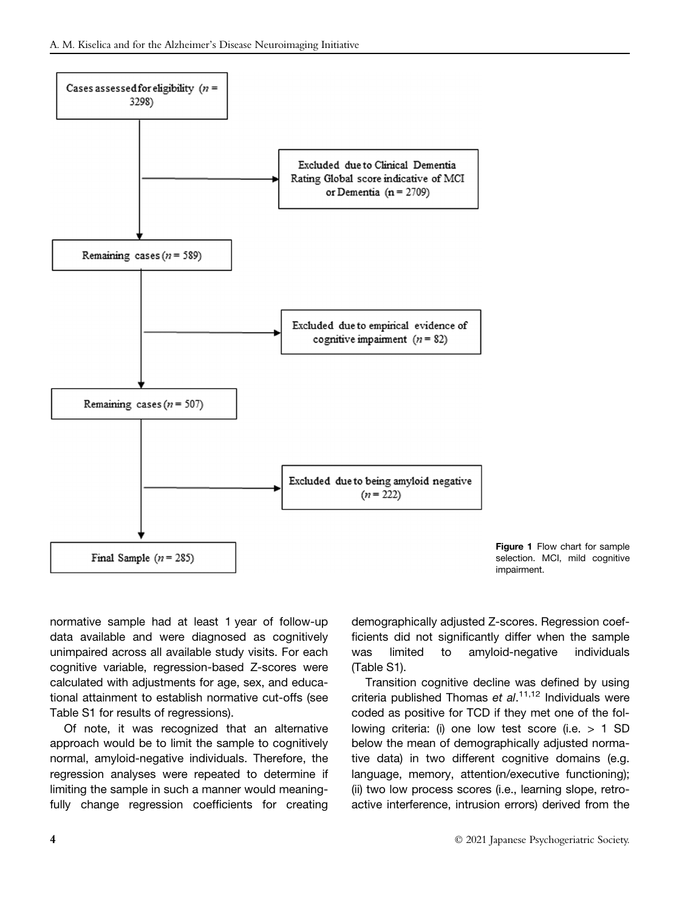Cases assessed for eligibility ($n$ = 3298)

Excluded due to Clinical Dementia Rating Global score indicative of MCI or Dementia (n = 2709)

Remaining cases ($n$ = 589)

Excluded due to empirical evidence of cognitive impairment ($n$ = 82)

Remaining cases ($n$ = 507)

Excluded due to being amyloid negative ($n$ = 222)

Final Sample ($n$ = 285)

**Figure 1** Flow chart for sample selection. MCI, mild cognitive impairment.

normative sample had at least 1 year of follow-up data available and were diagnosed as cognitively unimpaired across all available study visits. For each cognitive variable, regression-based Z-scores were calculated with adjustments for age, sex, and educational attainment to establish normative cut-offs (see Table S1 for results of regressions).

Of note, it was recognized that an alternative approach would be to limit the sample to cognitively normal, amyloid-negative individuals. Therefore, the regression analyses were repeated to determine if limiting the sample in such a manner would meaningfully change regression coefficients for creating demographically adjusted Z-scores. Regression coefficients did not significantly differ when the sample was limited to amyloid-negative individuals (Table S1).

Transition cognitive decline was defined by using criteria published Thomas *et al*.[11,12] Individuals were coded as positive for TCD if they met one of the following criteria: (i) one low test score (i.e. > 1 SD below the mean of demographically adjusted normative data) in two different cognitive domains (e.g. language, memory, attention/executive functioning); (ii) two low process scores (i.e., learning slope, retroactive interference, intrusion errors) derived from the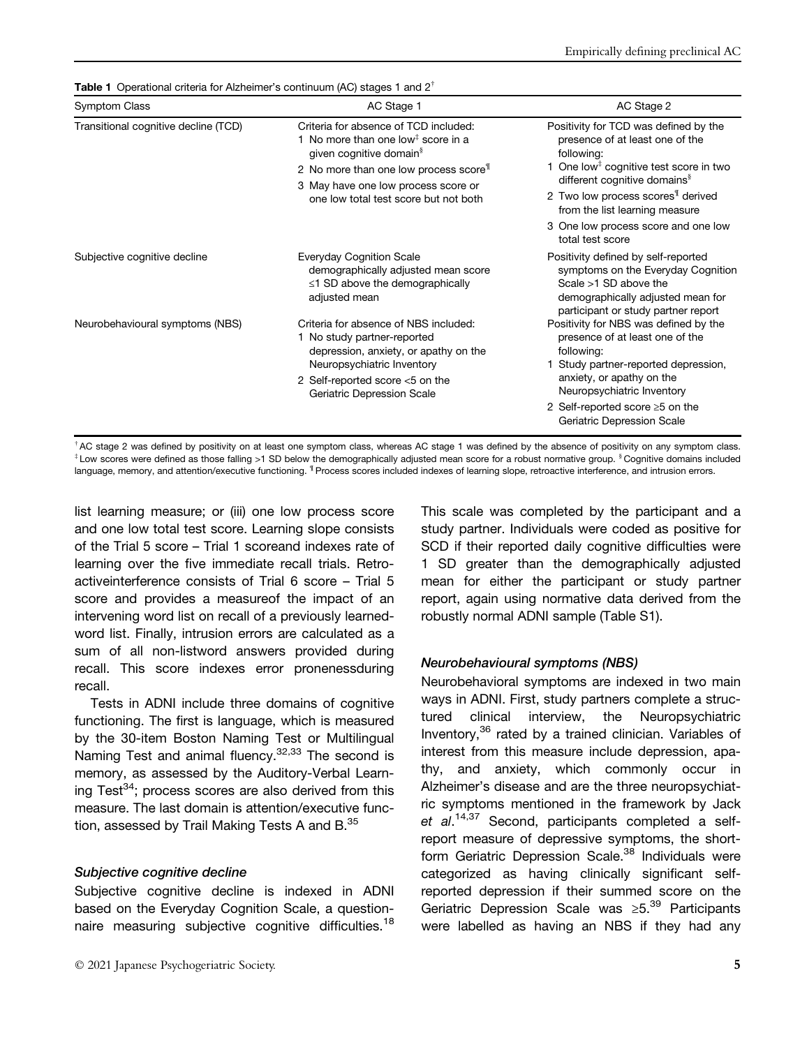**Table 1** Operational criteria for Alzheimer's continuum (AC) stages 1 and 2[†]

| Symptom Class | AC Stage 1 | AC Stage 2 |
|---|---|---|
| Transitional cognitive decline (TCD) | Criteria for absence of TCD included: 1 No more than one low[‡] score in a given cognitive domain[§] 2 No more than one low process score[¶] 3 May have one low process score or one low total test score but not both | Positivity for TCD was defined by the presence of at least one of the following: 1 One low[‡] cognitive test score in two different cognitive domains[§] 2 Two low process scores[¶] derived from the list learning measure 3 One low process score and one low total test score |
| Subjective cognitive decline | Everyday Cognition Scale demographically adjusted mean score ≤1 SD above the demographically adjusted mean | Positivity defined by self-reported symptoms on the Everyday Cognition Scale >1 SD above the demographically adjusted mean for participant or study partner report |
| Neurobehavioural symptoms (NBS) | Criteria for absence of NBS included: 1 No study partner-reported depression, anxiety, or apathy on the Neuropsychiatric Inventory 2 Self-reported score <5 on the Geriatric Depression Scale | Positivity for NBS was defined by the presence of at least one of the following: 1 Study partner-reported depression, anxiety, or apathy on the Neuropsychiatric Inventory 2 Self-reported score ≥5 on the Geriatric Depression Scale |

[†] AC stage 2 was defined by positivity on at least one symptom class, whereas AC stage 1 was defined by the absence of positivity on any symptom class. [‡] Low scores were defined as those falling >1 SD below the demographically adjusted mean score for a robust normative group. [§] Cognitive domains included language, memory, and attention/executive functioning. [¶] Process scores included indexes of learning slope, retroactive interference, and intrusion errors.

list learning measure; or (iii) one low process score and one low total test score. Learning slope consists of the Trial 5 score – Trial 1 scoreand indexes rate of learning over the five immediate recall trials. Retroactiveinterference consists of Trial 6 score – Trial 5 score and provides a measureof the impact of an intervening word list on recall of a previously learnedword list. Finally, intrusion errors are calculated as a sum of all non-listword answers provided during recall. This score indexes error pronenessduring recall.

Tests in ADNI include three domains of cognitive functioning. The first is language, which is measured by the 30-item Boston Naming Test or Multilingual Naming Test and animal fluency.[32,33] The second is memory, as assessed by the Auditory-Verbal Learning Test[34]; process scores are also derived from this measure. The last domain is attention/executive function, assessed by Trail Making Tests A and B.[35]

### *Subjective cognitive decline*

Subjective cognitive decline is indexed in ADNI based on the Everyday Cognition Scale, a questionnaire measuring subjective cognitive difficulties.[18] This scale was completed by the participant and a study partner. Individuals were coded as positive for SCD if their reported daily cognitive difficulties were 1 SD greater than the demographically adjusted mean for either the participant or study partner report, again using normative data derived from the robustly normal ADNI sample (Table S1).

### *Neurobehavioural symptoms (NBS)*

Neurobehavioral symptoms are indexed in two main ways in ADNI. First, study partners complete a structured clinical interview, the Neuropsychiatric Inventory,[36] rated by a trained clinician. Variables of interest from this measure include depression, apathy, and anxiety, which commonly occur in Alzheimer's disease and are the three neuropsychiatric symptoms mentioned in the framework by Jack *et al*.[14,37] Second, participants completed a self-report measure of depressive symptoms, the short-form Geriatric Depression Scale.[38] Individuals were categorized as having clinically significant self-reported depression if their summed score on the Geriatric Depression Scale was ≥5.[39] Participants were labelled as having an NBS if they had any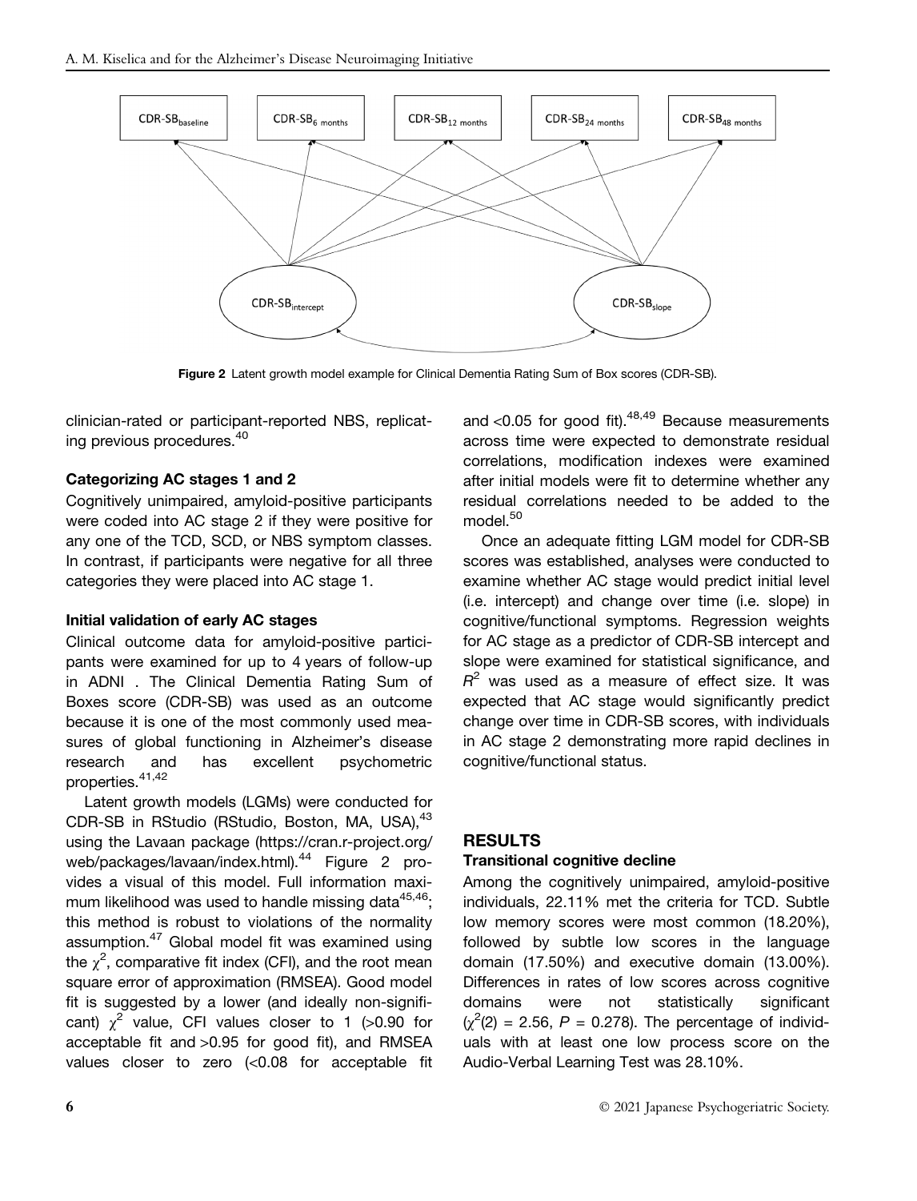Figure 2 Latent growth model example for Clinical Dementia Rating Sum of Box scores (CDR-SB).

clinician-rated or participant-reported NBS, replicating previous procedures.[40]

### Categorizing AC stages 1 and 2

Cognitively unimpaired, amyloid-positive participants were coded into AC stage 2 if they were positive for any one of the TCD, SCD, or NBS symptom classes. In contrast, if participants were negative for all three categories they were placed into AC stage 1.

### Initial validation of early AC stages

Clinical outcome data for amyloid-positive participants were examined for up to 4 years of follow-up in ADNI . The Clinical Dementia Rating Sum of Boxes score (CDR-SB) was used as an outcome because it is one of the most commonly used measures of global functioning in Alzheimer's disease research and has excellent psychometric properties.[41,42]

Latent growth models (LGMs) were conducted for CDR-SB in RStudio (RStudio, Boston, MA, USA),[43] using the Lavaan package (https://cran.r-project.org/web/packages/lavaan/index.html).[44] Figure 2 provides a visual of this model. Full information maximum likelihood was used to handle missing data[45,46]; this method is robust to violations of the normality assumption.[47] Global model fit was examined using the $\chi^2$, comparative fit index (CFI), and the root mean square error of approximation (RMSEA). Good model fit is suggested by a lower (and ideally non-significant) $\chi^2$ value, CFI values closer to 1 (>0.90 for acceptable fit and >0.95 for good fit), and RMSEA values closer to zero (<0.08 for acceptable fit and <0.05 for good fit).[48,49] Because measurements across time were expected to demonstrate residual correlations, modification indexes were examined after initial models were fit to determine whether any residual correlations needed to be added to the model.[50]

Once an adequate fitting LGM model for CDR-SB scores was established, analyses were conducted to examine whether AC stage would predict initial level (i.e. intercept) and change over time (i.e. slope) in cognitive/functional symptoms. Regression weights for AC stage as a predictor of CDR-SB intercept and slope were examined for statistical significance, and $R^2$ was used as a measure of effect size. It was expected that AC stage would significantly predict change over time in CDR-SB scores, with individuals in AC stage 2 demonstrating more rapid declines in cognitive/functional status.

## RESULTS

### Transitional cognitive decline

Among the cognitively unimpaired, amyloid-positive individuals, 22.11% met the criteria for TCD. Subtle low memory scores were most common (18.20%), followed by subtle low scores in the language domain (17.50%) and executive domain (13.00%). Differences in rates of low scores across cognitive domains were not statistically significant ($\chi^2(2) = 2.56$, $P = 0.278$). The percentage of individuals with at least one low process score on the Audio-Verbal Learning Test was 28.10%.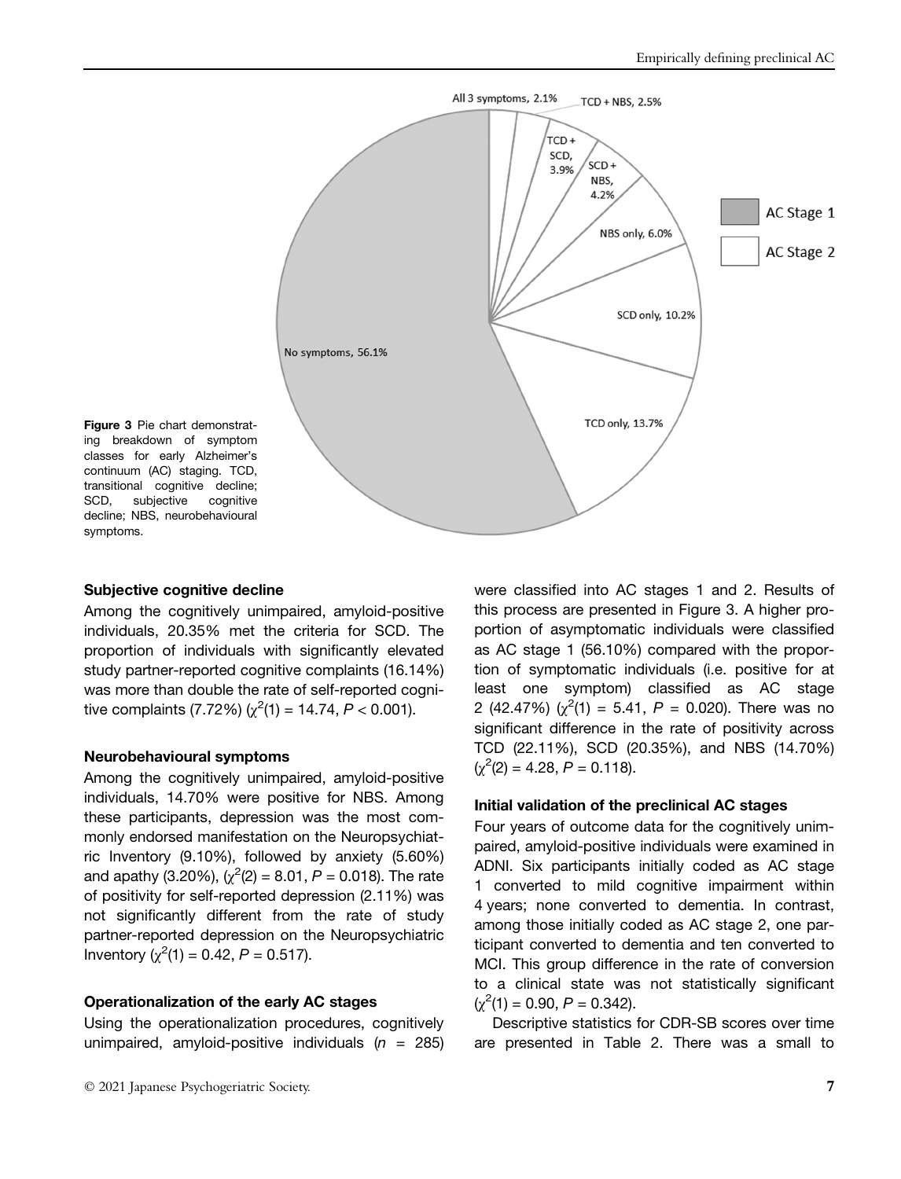Figure 3 Pie chart demonstrating breakdown of symptom classes for early Alzheimer's continuum (AC) staging. TCD, transitional cognitive decline; SCD, subjective cognitive decline; NBS, neurobehavioural symptoms.

### Subjective cognitive decline

Among the cognitively unimpaired, amyloid-positive individuals, 20.35% met the criteria for SCD. The proportion of individuals with significantly elevated study partner-reported cognitive complaints (16.14%) was more than double the rate of self-reported cognitive complaints (7.72%) ($\chi^2(1) = 14.74$, $P < 0.001$).

### Neurobehavioural symptoms

Among the cognitively unimpaired, amyloid-positive individuals, 14.70% were positive for NBS. Among these participants, depression was the most commonly endorsed manifestation on the Neuropsychiatric Inventory (9.10%), followed by anxiety (5.60%) and apathy (3.20%), ($\chi^2(2) = 8.01$, $P = 0.018$). The rate of positivity for self-reported depression (2.11%) was not significantly different from the rate of study partner-reported depression on the Neuropsychiatric Inventory ($\chi^2(1) = 0.42$, $P = 0.517$).

### Operationalization of the early AC stages

Using the operationalization procedures, cognitively unimpaired, amyloid-positive individuals ($n$ = 285) were classified into AC stages 1 and 2. Results of this process are presented in Figure 3. A higher proportion of asymptomatic individuals were classified as AC stage 1 (56.10%) compared with the proportion of symptomatic individuals (i.e. positive for at least one symptom) classified as AC stage 2 (42.47%) ($\chi^2(1) = 5.41$, $P = 0.020$). There was no significant difference in the rate of positivity across TCD (22.11%), SCD (20.35%), and NBS (14.70%) ($\chi^2(2) = 4.28$, $P = 0.118$).

### Initial validation of the preclinical AC stages

Four years of outcome data for the cognitively unimpaired, amyloid-positive individuals were examined in ADNI. Six participants initially coded as AC stage 1 converted to mild cognitive impairment within 4 years; none converted to dementia. In contrast, among those initially coded as AC stage 2, one participant converted to dementia and ten converted to MCI. This group difference in the rate of conversion to a clinical state was not statistically significant ($\chi^2(1) = 0.90$, $P = 0.342$).

Descriptive statistics for CDR-SB scores over time are presented in Table 2. There was a small to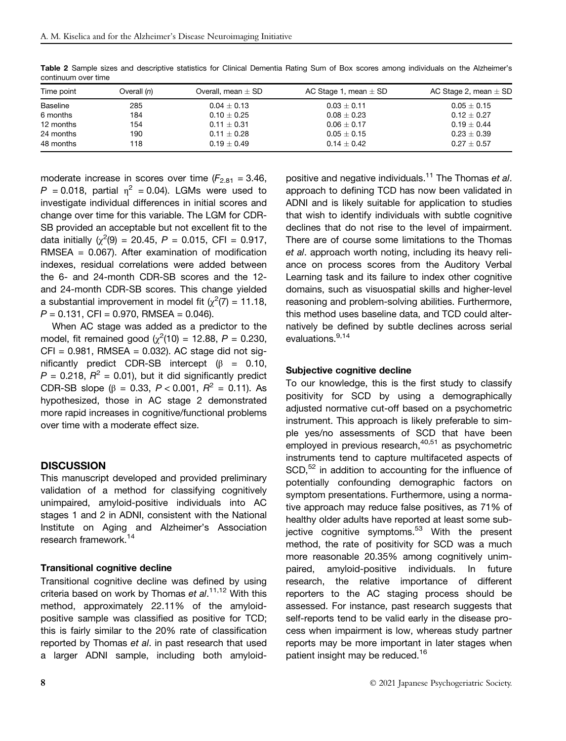**Table 2** Sample sizes and descriptive statistics for Clinical Dementia Rating Sum of Box scores among individuals on the Alzheimer's continuum over time

| Time point | Overall ($n$) | Overall, mean ± SD | AC Stage 1, mean ± SD | AC Stage 2, mean ± SD |
|---|---|---|---|---|
| Baseline | 285 | 0.04 ± 0.13 | 0.03 ± 0.11 | 0.05 ± 0.15 |
| 6 months | 184 | 0.10 ± 0.25 | 0.08 ± 0.23 | 0.12 ± 0.27 |
| 12 months | 154 | 0.11 ± 0.31 | 0.06 ± 0.17 | 0.19 ± 0.44 |
| 24 months | 190 | 0.11 ± 0.28 | 0.05 ± 0.15 | 0.23 ± 0.39 |
| 48 months | 118 | 0.19 ± 0.49 | 0.14 ± 0.42 | 0.27 ± 0.57 |

moderate increase in scores over time ($F_{2.81} = 3.46$, $P = 0.018$, partial $\eta^2 = 0.04$). LGMs were used to investigate individual differences in initial scores and change over time for this variable. The LGM for CDR-SB provided an acceptable but not excellent fit to the data initially ($\chi^2(9) = 20.45$, $P = 0.015$, CFI = 0.917, RMSEA = 0.067). After examination of modification indexes, residual correlations were added between the 6- and 24-month CDR-SB scores and the 12- and 24-month CDR-SB scores. This change yielded a substantial improvement in model fit ($\chi^2(7) = 11.18$, $P = 0.131$, CFI = 0.970, RMSEA = 0.046).

When AC stage was added as a predictor to the model, fit remained good ($\chi^2(10) = 12.88$, $P = 0.230$, CFI = 0.981, RMSEA = 0.032). AC stage did not significantly predict CDR-SB intercept ($\beta = 0.10$, $P = 0.218$, $R^2 = 0.01$), but it did significantly predict CDR-SB slope ($\beta = 0.33$, $P < 0.001$, $R^2 = 0.11$). As hypothesized, those in AC stage 2 demonstrated more rapid increases in cognitive/functional problems over time with a moderate effect size.

## DISCUSSION

This manuscript developed and provided preliminary validation of a method for classifying cognitively unimpaired, amyloid-positive individuals into AC stages 1 and 2 in ADNI, consistent with the National Institute on Aging and Alzheimer's Association research framework.[14]

### Transitional cognitive decline

Transitional cognitive decline was defined by using criteria based on work by Thomas *et al*.[11,12] With this method, approximately 22.11% of the amyloid-positive sample was classified as positive for TCD; this is fairly similar to the 20% rate of classification reported by Thomas *et al*. in past research that used a larger ADNI sample, including both amyloid-positive and negative individuals.[11] The Thomas *et al*. approach to defining TCD has now been validated in ADNI and is likely suitable for application to studies that wish to identify individuals with subtle cognitive declines that do not rise to the level of impairment. There are of course some limitations to the Thomas *et al*. approach worth noting, including its heavy reliance on process scores from the Auditory Verbal Learning task and its failure to index other cognitive domains, such as visuospatial skills and higher-level reasoning and problem-solving abilities. Furthermore, this method uses baseline data, and TCD could alternatively be defined by subtle declines across serial evaluations.[9,14]

### Subjective cognitive decline

To our knowledge, this is the first study to classify positivity for SCD by using a demographically adjusted normative cut-off based on a psychometric instrument. This approach is likely preferable to simple yes/no assessments of SCD that have been employed in previous research,[40,51] as psychometric instruments tend to capture multifaceted aspects of SCD,[52] in addition to accounting for the influence of potentially confounding demographic factors on symptom presentations. Furthermore, using a normative approach may reduce false positives, as 71% of healthy older adults have reported at least some subjective cognitive symptoms.[53] With the present method, the rate of positivity for SCD was a much more reasonable 20.35% among cognitively unimpaired, amyloid-positive individuals. In future research, the relative importance of different reporters to the AC staging process should be assessed. For instance, past research suggests that self-reports tend to be valid early in the disease process when impairment is low, whereas study partner reports may be more important in later stages when patient insight may be reduced.[16]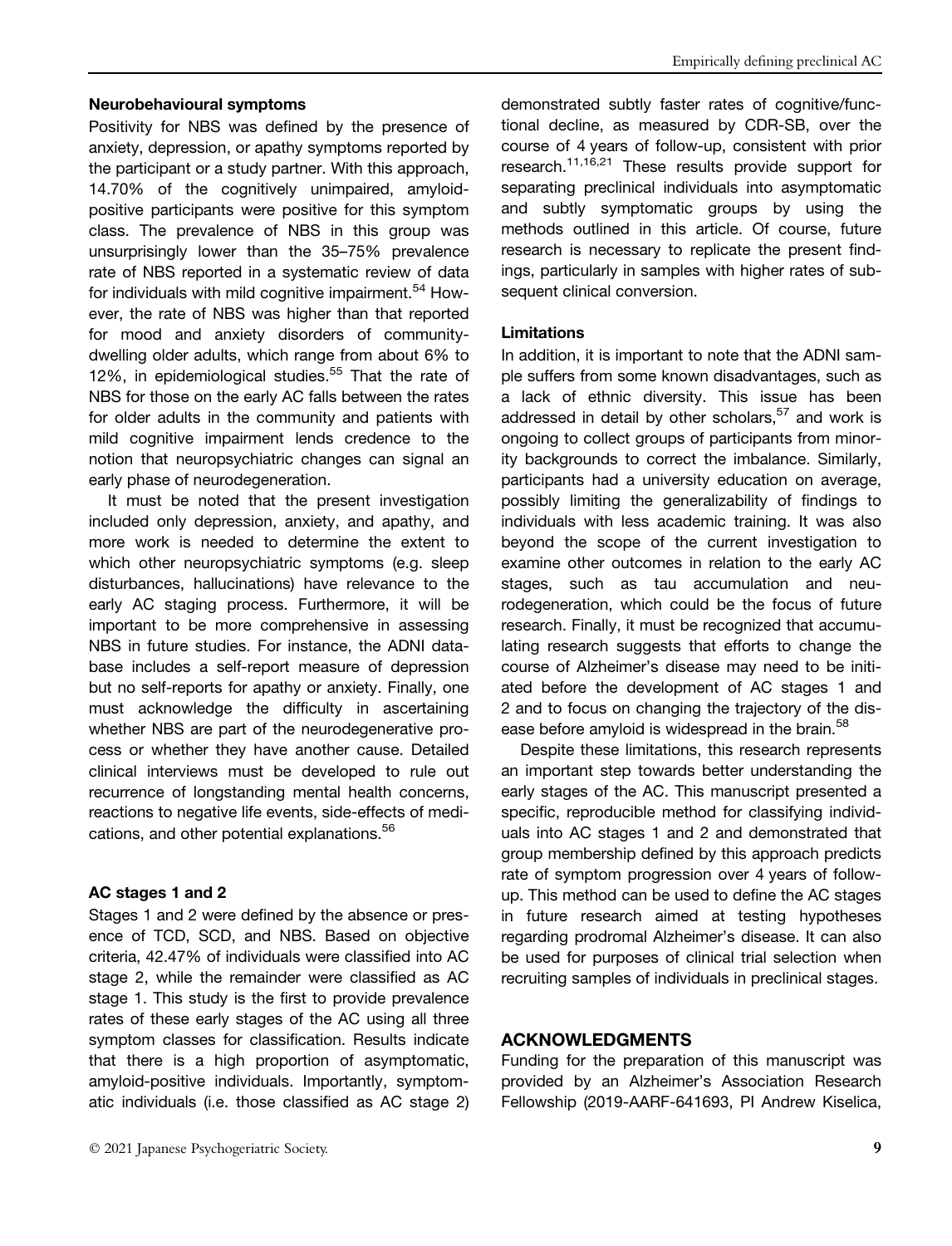#### Neurobehavioural symptoms

Positivity for NBS was defined by the presence of anxiety, depression, or apathy symptoms reported by the participant or a study partner. With this approach, 14.70% of the cognitively unimpaired, amyloid-positive participants were positive for this symptom class. The prevalence of NBS in this group was unsurprisingly lower than the 35–75% prevalence rate of NBS reported in a systematic review of data for individuals with mild cognitive impairment.[54] However, the rate of NBS was higher than that reported for mood and anxiety disorders of community-dwelling older adults, which range from about 6% to 12%, in epidemiological studies.[55] That the rate of NBS for those on the early AC falls between the rates for older adults in the community and patients with mild cognitive impairment lends credence to the notion that neuropsychiatric changes can signal an early phase of neurodegeneration.

It must be noted that the present investigation included only depression, anxiety, and apathy, and more work is needed to determine the extent to which other neuropsychiatric symptoms (e.g. sleep disturbances, hallucinations) have relevance to the early AC staging process. Furthermore, it will be important to be more comprehensive in assessing NBS in future studies. For instance, the ADNI database includes a self-report measure of depression but no self-reports for apathy or anxiety. Finally, one must acknowledge the difficulty in ascertaining whether NBS are part of the neurodegenerative process or whether they have another cause. Detailed clinical interviews must be developed to rule out recurrence of longstanding mental health concerns, reactions to negative life events, side-effects of medications, and other potential explanations.[56]

#### AC stages 1 and 2

Stages 1 and 2 were defined by the absence or presence of TCD, SCD, and NBS. Based on objective criteria, 42.47% of individuals were classified into AC stage 2, while the remainder were classified as AC stage 1. This study is the first to provide prevalence rates of these early stages of the AC using all three symptom classes for classification. Results indicate that there is a high proportion of asymptomatic, amyloid-positive individuals. Importantly, symptomatic individuals (i.e. those classified as AC stage 2) demonstrated subtly faster rates of cognitive/functional decline, as measured by CDR-SB, over the course of 4 years of follow-up, consistent with prior research.[11,16,21] These results provide support for separating preclinical individuals into asymptomatic and subtly symptomatic groups by using the methods outlined in this article. Of course, future research is necessary to replicate the present findings, particularly in samples with higher rates of subsequent clinical conversion.

#### Limitations

In addition, it is important to note that the ADNI sample suffers from some known disadvantages, such as a lack of ethnic diversity. This issue has been addressed in detail by other scholars,[57] and work is ongoing to collect groups of participants from minority backgrounds to correct the imbalance. Similarly, participants had a university education on average, possibly limiting the generalizability of findings to individuals with less academic training. It was also beyond the scope of the current investigation to examine other outcomes in relation to the early AC stages, such as tau accumulation and neurodegeneration, which could be the focus of future research. Finally, it must be recognized that accumulating research suggests that efforts to change the course of Alzheimer's disease may need to be initiated before the development of AC stages 1 and 2 and to focus on changing the trajectory of the disease before amyloid is widespread in the brain.[58]

Despite these limitations, this research represents an important step towards better understanding the early stages of the AC. This manuscript presented a specific, reproducible method for classifying individuals into AC stages 1 and 2 and demonstrated that group membership defined by this approach predicts rate of symptom progression over 4 years of follow-up. This method can be used to define the AC stages in future research aimed at testing hypotheses regarding prodromal Alzheimer's disease. It can also be used for purposes of clinical trial selection when recruiting samples of individuals in preclinical stages.

## ACKNOWLEDGMENTS

Funding for the preparation of this manuscript was provided by an Alzheimer's Association Research Fellowship (2019-AARF-641693, PI Andrew Kiselica,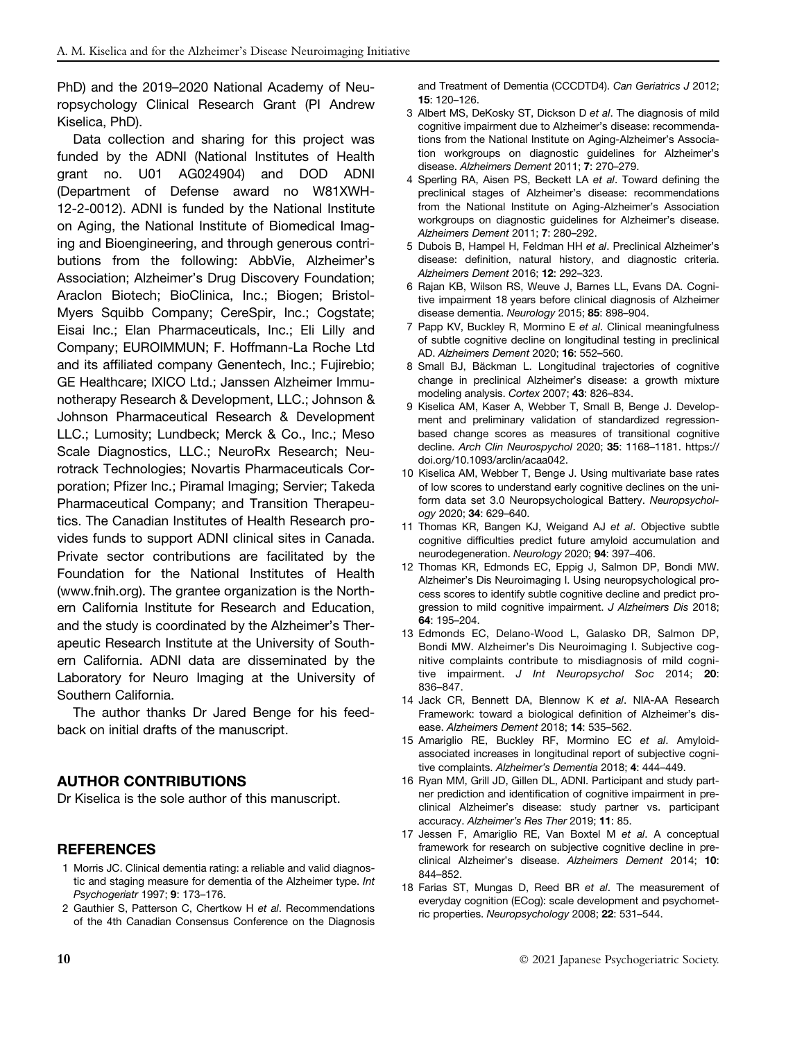PhD) and the 2019–2020 National Academy of Neuropsychology Clinical Research Grant (PI Andrew Kiselica, PhD).

Data collection and sharing for this project was funded by the ADNI (National Institutes of Health grant no. U01 AG024904) and DOD ADNI (Department of Defense award no W81XWH-12-2-0012). ADNI is funded by the National Institute on Aging, the National Institute of Biomedical Imaging and Bioengineering, and through generous contributions from the following: AbbVie, Alzheimer's Association; Alzheimer's Drug Discovery Foundation; Araclon Biotech; BioClinica, Inc.; Biogen; Bristol-Myers Squibb Company; CereSpir, Inc.; Cogstate; Eisai Inc.; Elan Pharmaceuticals, Inc.; Eli Lilly and Company; EUROIMMUN; F. Hoffmann-La Roche Ltd and its affiliated company Genentech, Inc.; Fujirebio; GE Healthcare; IXICO Ltd.; Janssen Alzheimer Immunotherapy Research & Development, LLC.; Johnson & Johnson Pharmaceutical Research & Development LLC.; Lumosity; Lundbeck; Merck & Co., Inc.; Meso Scale Diagnostics, LLC.; NeuroRx Research; Neurotrack Technologies; Novartis Pharmaceuticals Corporation; Pfizer Inc.; Piramal Imaging; Servier; Takeda Pharmaceutical Company; and Transition Therapeutics. The Canadian Institutes of Health Research provides funds to support ADNI clinical sites in Canada. Private sector contributions are facilitated by the Foundation for the National Institutes of Health (www.fnih.org). The grantee organization is the Northern California Institute for Research and Education, and the study is coordinated by the Alzheimer's Therapeutic Research Institute at the University of Southern California. ADNI data are disseminated by the Laboratory for Neuro Imaging at the University of Southern California.

The author thanks Dr Jared Benge for his feedback on initial drafts of the manuscript.

## AUTHOR CONTRIBUTIONS

Dr Kiselica is the sole author of this manuscript.

## REFERENCES

1 Morris JC. Clinical dementia rating: a reliable and valid diagnostic and staging measure for dementia of the Alzheimer type. *Int Psychogeriatr* 1997; **9**: 173–176.

2 Gauthier S, Patterson C, Chertkow H *et al*. Recommendations of the 4th Canadian Consensus Conference on the Diagnosis and Treatment of Dementia (CCCDTD4). *Can Geriatrics J* 2012; **15**: 120–126.

3 Albert MS, DeKosky ST, Dickson D *et al*. The diagnosis of mild cognitive impairment due to Alzheimer's disease: recommendations from the National Institute on Aging-Alzheimer's Association workgroups on diagnostic guidelines for Alzheimer's disease. *Alzheimers Dement* 2011; **7**: 270–279.

4 Sperling RA, Aisen PS, Beckett LA *et al*. Toward defining the preclinical stages of Alzheimer's disease: recommendations from the National Institute on Aging-Alzheimer's Association workgroups on diagnostic guidelines for Alzheimer's disease. *Alzheimers Dement* 2011; **7**: 280–292.

5 Dubois B, Hampel H, Feldman HH *et al*. Preclinical Alzheimer's disease: definition, natural history, and diagnostic criteria. *Alzheimers Dement* 2016; **12**: 292–323.

6 Rajan KB, Wilson RS, Weuve J, Barnes LL, Evans DA. Cognitive impairment 18 years before clinical diagnosis of Alzheimer disease dementia. *Neurology* 2015; **85**: 898–904.

7 Papp KV, Buckley R, Mormino E *et al*. Clinical meaningfulness of subtle cognitive decline on longitudinal testing in preclinical AD. *Alzheimers Dement* 2020; **16**: 552–560.

8 Small BJ, Bäckman L. Longitudinal trajectories of cognitive change in preclinical Alzheimer's disease: a growth mixture modeling analysis. *Cortex* 2007; **43**: 826–834.

9 Kiselica AM, Kaser A, Webber T, Small B, Benge J. Development and preliminary validation of standardized regression-based change scores as measures of transitional cognitive decline. *Arch Clin Neurospsychol* 2020; **35**: 1168–1181. https://doi.org/10.1093/arclin/acaa042.

10 Kiselica AM, Webber T, Benge J. Using multivariate base rates of low scores to understand early cognitive declines on the uniform data set 3.0 Neuropsychological Battery. *Neuropsychology* 2020; **34**: 629–640.

11 Thomas KR, Bangen KJ, Weigand AJ *et al*. Objective subtle cognitive difficulties predict future amyloid accumulation and neurodegeneration. *Neurology* 2020; **94**: 397–406.

12 Thomas KR, Edmonds EC, Eppig J, Salmon DP, Bondi MW. Alzheimer's Dis Neuroimaging I. Using neuropsychological process scores to identify subtle cognitive decline and predict progression to mild cognitive impairment. *J Alzheimers Dis* 2018; **64**: 195–204.

13 Edmonds EC, Delano-Wood L, Galasko DR, Salmon DP, Bondi MW. Alzheimer's Dis Neuroimaging I. Subjective cognitive complaints contribute to misdiagnosis of mild cognitive impairment. *J Int Neuropsychol Soc* 2014; **20**: 836–847.

14 Jack CR, Bennett DA, Blennow K *et al*. NIA-AA Research Framework: toward a biological definition of Alzheimer's disease. *Alzheimers Dement* 2018; **14**: 535–562.

15 Amariglio RE, Buckley RF, Mormino EC *et al*. Amyloid-associated increases in longitudinal report of subjective cognitive complaints. *Alzheimer's Dementia* 2018; **4**: 444–449.

16 Ryan MM, Grill JD, Gillen DL, ADNI. Participant and study partner prediction and identification of cognitive impairment in preclinical Alzheimer's disease: study partner vs. participant accuracy. *Alzheimer's Res Ther* 2019; **11**: 85.

17 Jessen F, Amariglio RE, Van Boxtel M *et al*. A conceptual framework for research on subjective cognitive decline in preclinical Alzheimer's disease. *Alzheimers Dement* 2014; **10**: 844–852.

18 Farias ST, Mungas D, Reed BR *et al*. The measurement of everyday cognition (ECog): scale development and psychometric properties. *Neuropsychology* 2008; **22**: 531–544.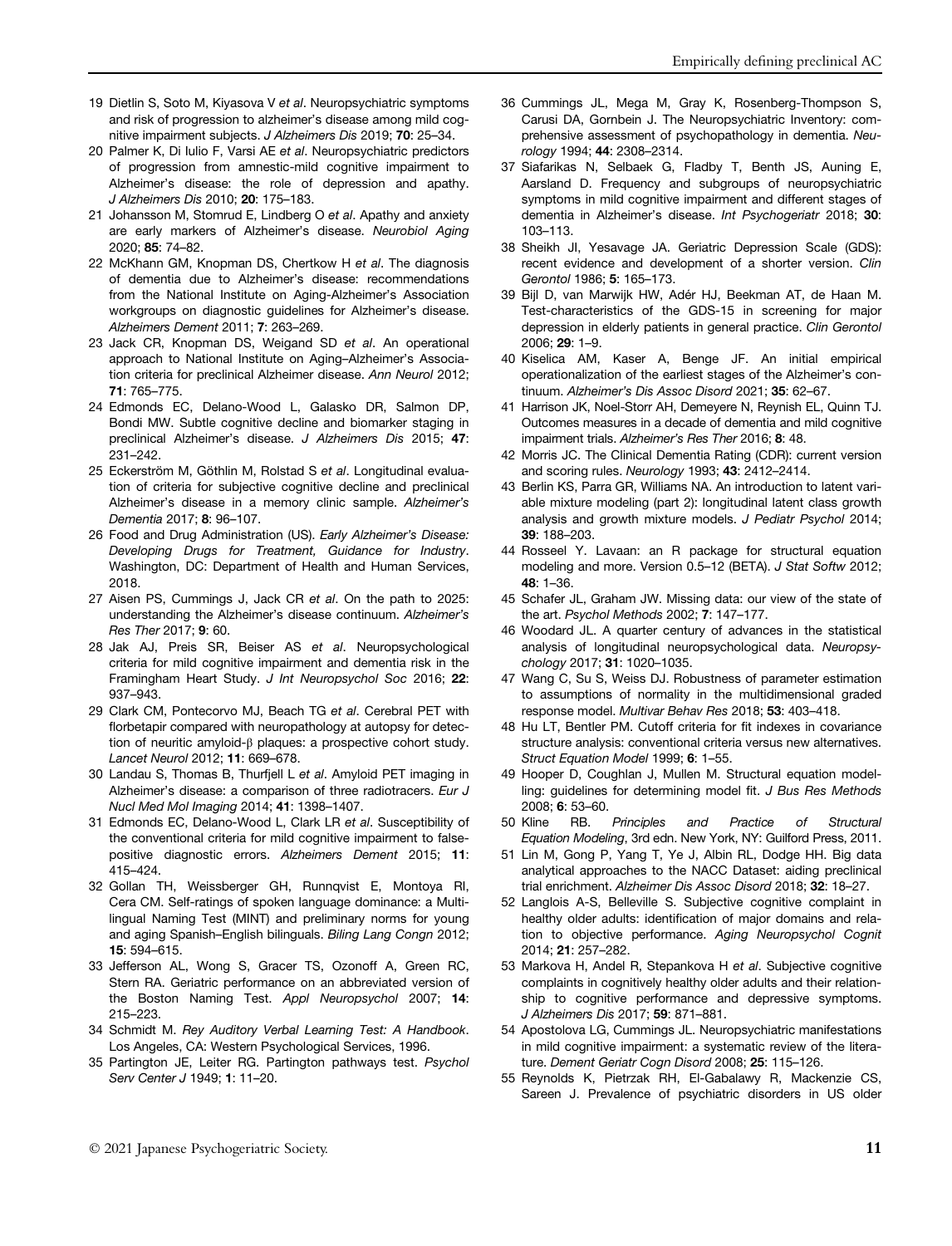19 Dietlin S, Soto M, Kiyasova V *et al*. Neuropsychiatric symptoms and risk of progression to alzheimer's disease among mild cognitive impairment subjects. *J Alzheimers Dis* 2019; **70**: 25–34.

20 Palmer K, Di Iulio F, Varsi AE *et al*. Neuropsychiatric predictors of progression from amnestic-mild cognitive impairment to Alzheimer's disease: the role of depression and apathy. *J Alzheimers Dis* 2010; **20**: 175–183.

21 Johansson M, Stomrud E, Lindberg O *et al*. Apathy and anxiety are early markers of Alzheimer's disease. *Neurobiol Aging* 2020; **85**: 74–82.

22 McKhann GM, Knopman DS, Chertkow H *et al*. The diagnosis of dementia due to Alzheimer's disease: recommendations from the National Institute on Aging-Alzheimer's Association workgroups on diagnostic guidelines for Alzheimer's disease. *Alzheimers Dement* 2011; **7**: 263–269.

23 Jack CR, Knopman DS, Weigand SD *et al*. An operational approach to National Institute on Aging–Alzheimer's Association criteria for preclinical Alzheimer disease. *Ann Neurol* 2012; **71**: 765–775.

24 Edmonds EC, Delano-Wood L, Galasko DR, Salmon DP, Bondi MW. Subtle cognitive decline and biomarker staging in preclinical Alzheimer's disease. *J Alzheimers Dis* 2015; **47**: 231–242.

25 Eckerström M, Göthlin M, Rolstad S *et al*. Longitudinal evaluation of criteria for subjective cognitive decline and preclinical Alzheimer's disease in a memory clinic sample. *Alzheimer's Dementia* 2017; **8**: 96–107.

26 Food and Drug Administration (US). *Early Alzheimer's Disease: Developing Drugs for Treatment, Guidance for Industry*. Washington, DC: Department of Health and Human Services, 2018.

27 Aisen PS, Cummings J, Jack CR *et al*. On the path to 2025: understanding the Alzheimer's disease continuum. *Alzheimer's Res Ther* 2017; **9**: 60.

28 Jak AJ, Preis SR, Beiser AS *et al*. Neuropsychological criteria for mild cognitive impairment and dementia risk in the Framingham Heart Study. *J Int Neuropsychol Soc* 2016; **22**: 937–943.

29 Clark CM, Pontecorvo MJ, Beach TG *et al*. Cerebral PET with florbetapir compared with neuropathology at autopsy for detection of neuritic amyloid-β plaques: a prospective cohort study. *Lancet Neurol* 2012; **11**: 669–678.

30 Landau S, Thomas B, Thurfjell L *et al*. Amyloid PET imaging in Alzheimer's disease: a comparison of three radiotracers. *Eur J Nucl Med Mol Imaging* 2014; **41**: 1398–1407.

31 Edmonds EC, Delano-Wood L, Clark LR *et al*. Susceptibility of the conventional criteria for mild cognitive impairment to false-positive diagnostic errors. *Alzheimers Dement* 2015; **11**: 415–424.

32 Gollan TH, Weissberger GH, Runnqvist E, Montoya RI, Cera CM. Self-ratings of spoken language dominance: a Multilingual Naming Test (MINT) and preliminary norms for young and aging Spanish–English bilinguals. *Biling Lang Congn* 2012; **15**: 594–615.

33 Jefferson AL, Wong S, Gracer TS, Ozonoff A, Green RC, Stern RA. Geriatric performance on an abbreviated version of the Boston Naming Test. *Appl Neuropsychol* 2007; **14**: 215–223.

34 Schmidt M. *Rey Auditory Verbal Learning Test: A Handbook*. Los Angeles, CA: Western Psychological Services, 1996.

35 Partington JE, Leiter RG. Partington pathways test. *Psychol Serv Center J* 1949; **1**: 11–20.

36 Cummings JL, Mega M, Gray K, Rosenberg-Thompson S, Carusi DA, Gornbein J. The Neuropsychiatric Inventory: comprehensive assessment of psychopathology in dementia. *Neurology* 1994; **44**: 2308–2314.

37 Siafarikas N, Selbaek G, Fladby T, Benth JS, Auning E, Aarsland D. Frequency and subgroups of neuropsychiatric symptoms in mild cognitive impairment and different stages of dementia in Alzheimer's disease. *Int Psychogeriatr* 2018; **30**: 103–113.

38 Sheikh JI, Yesavage JA. Geriatric Depression Scale (GDS): recent evidence and development of a shorter version. *Clin Gerontol* 1986; **5**: 165–173.

39 Bijl D, van Marwijk HW, Adér HJ, Beekman AT, de Haan M. Test-characteristics of the GDS-15 in screening for major depression in elderly patients in general practice. *Clin Gerontol* 2006; **29**: 1–9.

40 Kiselica AM, Kaser A, Benge JF. An initial empirical operationalization of the earliest stages of the Alzheimer's continuum. *Alzheimer's Dis Assoc Disord* 2021; **35**: 62–67.

41 Harrison JK, Noel-Storr AH, Demeyere N, Reynish EL, Quinn TJ. Outcomes measures in a decade of dementia and mild cognitive impairment trials. *Alzheimer's Res Ther* 2016; **8**: 48.

42 Morris JC. The Clinical Dementia Rating (CDR): current version and scoring rules. *Neurology* 1993; **43**: 2412–2414.

43 Berlin KS, Parra GR, Williams NA. An introduction to latent variable mixture modeling (part 2): longitudinal latent class growth analysis and growth mixture models. *J Pediatr Psychol* 2014; **39**: 188–203.

44 Rosseel Y. Lavaan: an R package for structural equation modeling and more. Version 0.5–12 (BETA). *J Stat Softw* 2012; **48**: 1–36.

45 Schafer JL, Graham JW. Missing data: our view of the state of the art. *Psychol Methods* 2002; **7**: 147–177.

46 Woodard JL. A quarter century of advances in the statistical analysis of longitudinal neuropsychological data. *Neuropsychology* 2017; **31**: 1020–1035.

47 Wang C, Su S, Weiss DJ. Robustness of parameter estimation to assumptions of normality in the multidimensional graded response model. *Multivar Behav Res* 2018; **53**: 403–418.

48 Hu LT, Bentler PM. Cutoff criteria for fit indexes in covariance structure analysis: conventional criteria versus new alternatives. *Struct Equation Model* 1999; **6**: 1–55.

49 Hooper D, Coughlan J, Mullen M. Structural equation modelling: guidelines for determining model fit. *J Bus Res Methods* 2008; **6**: 53–60.

50 Kline RB. *Principles and Practice of Structural Equation Modeling*, 3rd edn. New York, NY: Guilford Press, 2011.

51 Lin M, Gong P, Yang T, Ye J, Albin RL, Dodge HH. Big data analytical approaches to the NACC Dataset: aiding preclinical trial enrichment. *Alzheimer Dis Assoc Disord* 2018; **32**: 18–27.

52 Langlois A-S, Belleville S. Subjective cognitive complaint in healthy older adults: identification of major domains and relation to objective performance. *Aging Neuropsychol Cognit* 2014; **21**: 257–282.

53 Markova H, Andel R, Stepankova H *et al*. Subjective cognitive complaints in cognitively healthy older adults and their relationship to cognitive performance and depressive symptoms. *J Alzheimers Dis* 2017; **59**: 871–881.

54 Apostolova LG, Cummings JL. Neuropsychiatric manifestations in mild cognitive impairment: a systematic review of the literature. *Dement Geriatr Cogn Disord* 2008; **25**: 115–126.

55 Reynolds K, Pietrzak RH, El-Gabalawy R, Mackenzie CS, Sareen J. Prevalence of psychiatric disorders in US older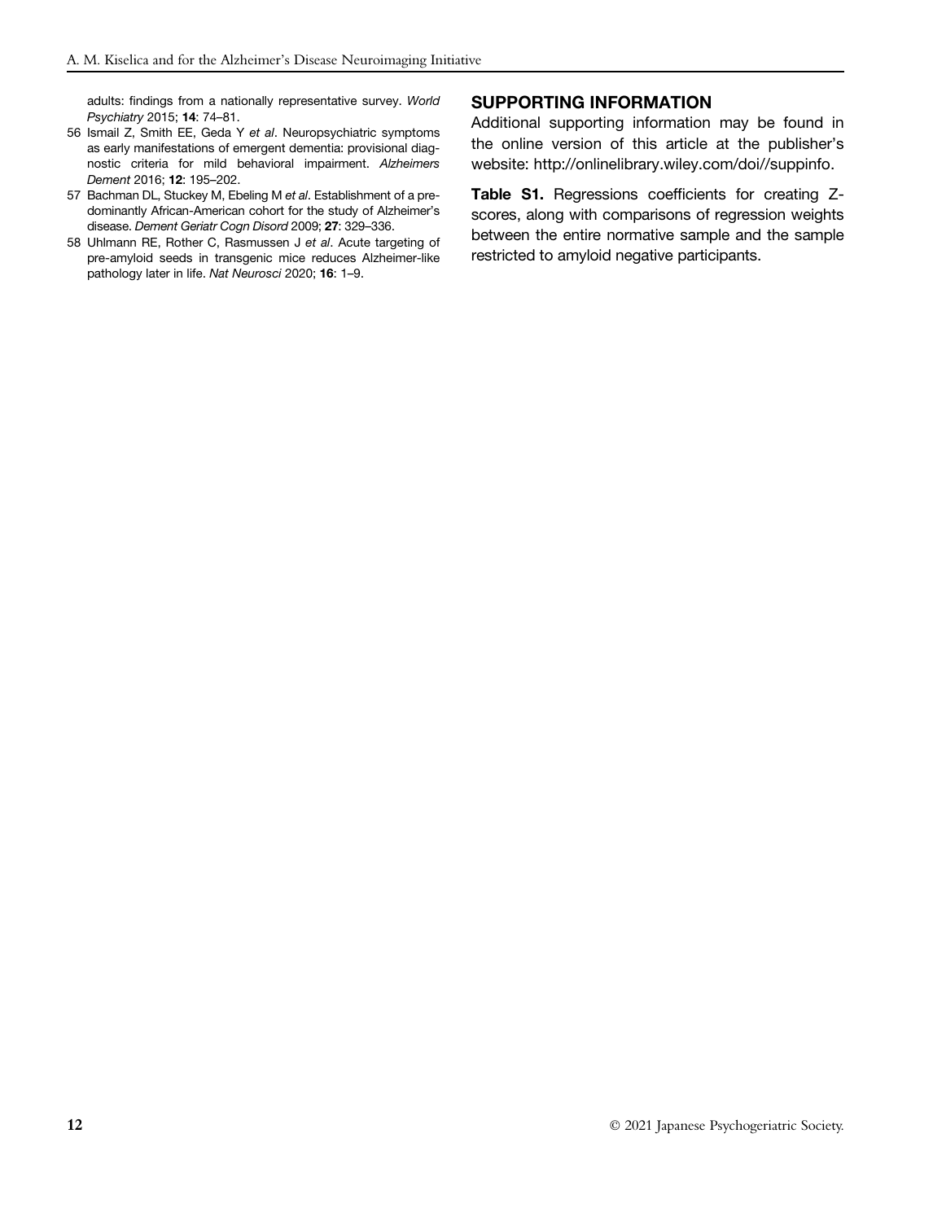adults: findings from a nationally representative survey. *World Psychiatry* 2015; **14**: 74–81.

56 Ismail Z, Smith EE, Geda Y *et al*. Neuropsychiatric symptoms as early manifestations of emergent dementia: provisional diagnostic criteria for mild behavioral impairment. *Alzheimers Dement* 2016; **12**: 195–202.

57 Bachman DL, Stuckey M, Ebeling M *et al*. Establishment of a predominantly African-American cohort for the study of Alzheimer's disease. *Dement Geriatr Cogn Disord* 2009; **27**: 329–336.

58 Uhlmann RE, Rother C, Rasmussen J *et al*. Acute targeting of pre-amyloid seeds in transgenic mice reduces Alzheimer-like pathology later in life. *Nat Neurosci* 2020; **16**: 1–9.

## SUPPORTING INFORMATION

Additional supporting information may be found in the online version of this article at the publisher's website: http://onlinelibrary.wiley.com/doi//suppinfo.

**Table S1.** Regressions coefficients for creating Z-scores, along with comparisons of regression weights between the entire normative sample and the sample restricted to amyloid negative participants.